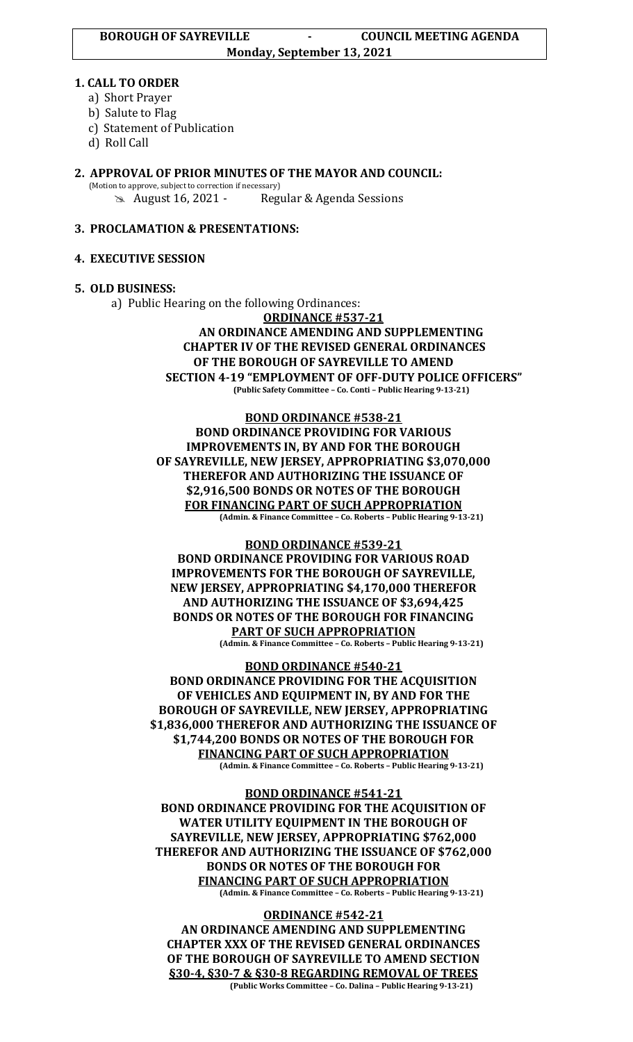**BOROUGH OF SAYREVILLE - COUNCIL MEETING AGENDA**
**Monday, September 13, 2021**

## 1. CALL TO ORDER

a) Short Prayer
b) Salute to Flag
c) Statement of Publication
d) Roll Call

## 2. APPROVAL OF PRIOR MINUTES OF THE MAYOR AND COUNCIL:

(Motion to approve, subject to correction if necessary)

- August 16, 2021 - Regular & Agenda Sessions

## 3. PROCLAMATION & PRESENTATIONS:

## 4. EXECUTIVE SESSION

## 5. OLD BUSINESS:

a) Public Hearing on the following Ordinances:

**ORDINANCE #537-21**

**AN ORDINANCE AMENDING AND SUPPLEMENTING CHAPTER IV OF THE REVISED GENERAL ORDINANCES OF THE BOROUGH OF SAYREVILLE TO AMEND SECTION 4-19 "EMPLOYMENT OF OFF-DUTY POLICE OFFICERS"**
**(Public Safety Committee – Co. Conti – Public Hearing 9-13-21)**

**BOND ORDINANCE #538-21**

**BOND ORDINANCE PROVIDING FOR VARIOUS IMPROVEMENTS IN, BY AND FOR THE BOROUGH OF SAYREVILLE, NEW JERSEY, APPROPRIATING $3,070,000 THEREFOR AND AUTHORIZING THE ISSUANCE OF $2,916,500 BONDS OR NOTES OF THE BOROUGH FOR FINANCING PART OF SUCH APPROPRIATION**
**(Admin. & Finance Committee – Co. Roberts – Public Hearing 9-13-21)**

**BOND ORDINANCE #539-21**

**BOND ORDINANCE PROVIDING FOR VARIOUS ROAD IMPROVEMENTS FOR THE BOROUGH OF SAYREVILLE, NEW JERSEY, APPROPRIATING $4,170,000 THEREFOR AND AUTHORIZING THE ISSUANCE OF $3,694,425 BONDS OR NOTES OF THE BOROUGH FOR FINANCING PART OF SUCH APPROPRIATION**
**(Admin. & Finance Committee – Co. Roberts – Public Hearing 9-13-21)**

**BOND ORDINANCE #540-21**

**BOND ORDINANCE PROVIDING FOR THE ACQUISITION OF VEHICLES AND EQUIPMENT IN, BY AND FOR THE BOROUGH OF SAYREVILLE, NEW JERSEY, APPROPRIATING $1,836,000 THEREFOR AND AUTHORIZING THE ISSUANCE OF $1,744,200 BONDS OR NOTES OF THE BOROUGH FOR FINANCING PART OF SUCH APPROPRIATION**
**(Admin. & Finance Committee – Co. Roberts – Public Hearing 9-13-21)**

**BOND ORDINANCE #541-21**

**BOND ORDINANCE PROVIDING FOR THE ACQUISITION OF WATER UTILITY EQUIPMENT IN THE BOROUGH OF SAYREVILLE, NEW JERSEY, APPROPRIATING $762,000 THEREFOR AND AUTHORIZING THE ISSUANCE OF $762,000 BONDS OR NOTES OF THE BOROUGH FOR FINANCING PART OF SUCH APPROPRIATION**
**(Admin. & Finance Committee – Co. Roberts – Public Hearing 9-13-21)**

**ORDINANCE #542-21**

**AN ORDINANCE AMENDING AND SUPPLEMENTING CHAPTER XXX OF THE REVISED GENERAL ORDINANCES OF THE BOROUGH OF SAYREVILLE TO AMEND SECTION §30-4, §30-7 & §30-8 REGARDING REMOVAL OF TREES**
**(Public Works Committee – Co. Dalina – Public Hearing 9-13-21)**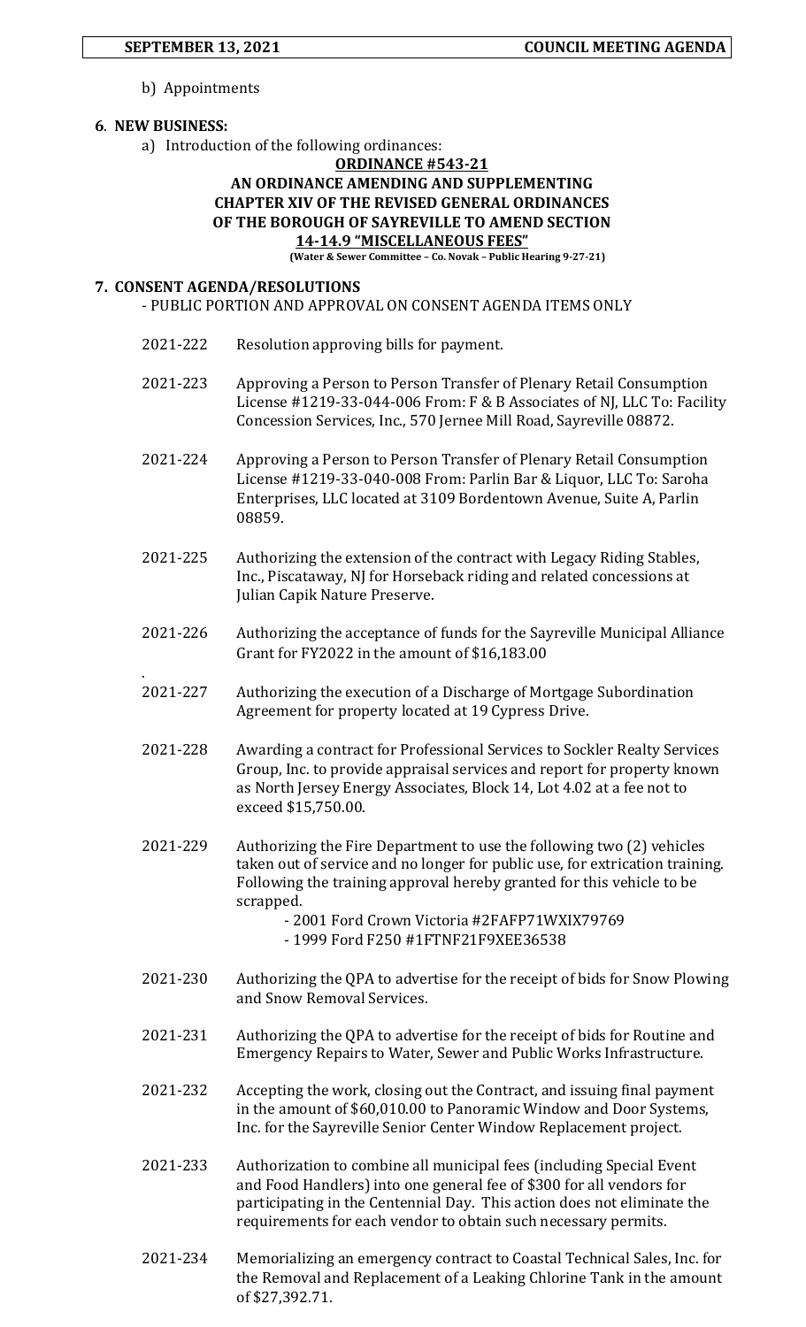b) Appointments

**6. NEW BUSINESS:**

a) Introduction of the following ordinances:

**ORDINANCE #543-21**
**AN ORDINANCE AMENDING AND SUPPLEMENTING CHAPTER XIV OF THE REVISED GENERAL ORDINANCES OF THE BOROUGH OF SAYREVILLE TO AMEND SECTION 14-14.9 "MISCELLANEOUS FEES"**
**(Water & Sewer Committee – Co. Novak – Public Hearing 9-27-21)**

**7. CONSENT AGENDA/RESOLUTIONS**

- PUBLIC PORTION AND APPROVAL ON CONSENT AGENDA ITEMS ONLY

2021-222 Resolution approving bills for payment.

2021-223 Approving a Person to Person Transfer of Plenary Retail Consumption License #1219-33-044-006 From: F & B Associates of NJ, LLC To: Facility Concession Services, Inc., 570 Jernee Mill Road, Sayreville 08872.

2021-224 Approving a Person to Person Transfer of Plenary Retail Consumption License #1219-33-040-008 From: Parlin Bar & Liquor, LLC To: Saroha Enterprises, LLC located at 3109 Bordentown Avenue, Suite A, Parlin 08859.

2021-225 Authorizing the extension of the contract with Legacy Riding Stables, Inc., Piscataway, NJ for Horseback riding and related concessions at Julian Capik Nature Preserve.

2021-226 Authorizing the acceptance of funds for the Sayreville Municipal Alliance Grant for FY2022 in the amount of $16,183.00

2021-227 Authorizing the execution of a Discharge of Mortgage Subordination Agreement for property located at 19 Cypress Drive.

2021-228 Awarding a contract for Professional Services to Sockler Realty Services Group, Inc. to provide appraisal services and report for property known as North Jersey Energy Associates, Block 14, Lot 4.02 at a fee not to exceed $15,750.00.

2021-229 Authorizing the Fire Department to use the following two (2) vehicles taken out of service and no longer for public use, for extrication training. Following the training approval hereby granted for this vehicle to be scrapped.
- 2001 Ford Crown Victoria #2FAFP71WXIX79769
- 1999 Ford F250 #1FTNF21F9XEE36538

2021-230 Authorizing the QPA to advertise for the receipt of bids for Snow Plowing and Snow Removal Services.

2021-231 Authorizing the QPA to advertise for the receipt of bids for Routine and Emergency Repairs to Water, Sewer and Public Works Infrastructure.

2021-232 Accepting the work, closing out the Contract, and issuing final payment in the amount of $60,010.00 to Panoramic Window and Door Systems, Inc. for the Sayreville Senior Center Window Replacement project.

2021-233 Authorization to combine all municipal fees (including Special Event and Food Handlers) into one general fee of $300 for all vendors for participating in the Centennial Day. This action does not eliminate the requirements for each vendor to obtain such necessary permits.

2021-234 Memorializing an emergency contract to Coastal Technical Sales, Inc. for the Removal and Replacement of a Leaking Chlorine Tank in the amount of $27,392.71.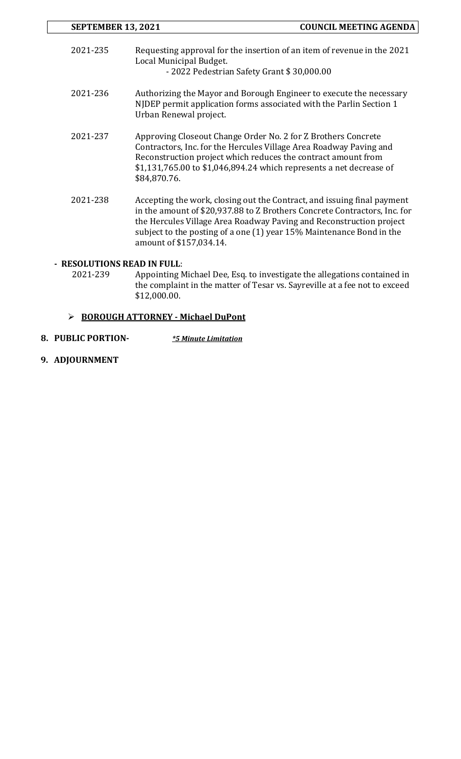2021-235 Requesting approval for the insertion of an item of revenue in the 2021 Local Municipal Budget.
- 2022 Pedestrian Safety Grant $ 30,000.00

2021-236 Authorizing the Mayor and Borough Engineer to execute the necessary NJDEP permit application forms associated with the Parlin Section 1 Urban Renewal project.

2021-237 Approving Closeout Change Order No. 2 for Z Brothers Concrete Contractors, Inc. for the Hercules Village Area Roadway Paving and Reconstruction project which reduces the contract amount from $1,131,765.00 to $1,046,894.24 which represents a net decrease of $84,870.76.

2021-238 Accepting the work, closing out the Contract, and issuing final payment in the amount of $20,937.88 to Z Brothers Concrete Contractors, Inc. for the Hercules Village Area Roadway Paving and Reconstruction project subject to the posting of a one (1) year 15% Maintenance Bond in the amount of $157,034.14.

- **RESOLUTIONS READ IN FULL**:

2021-239 Appointing Michael Dee, Esq. to investigate the allegations contained in the complaint in the matter of Tesar vs. Sayreville at a fee not to exceed $12,000.00.

- **BOROUGH ATTORNEY - Michael DuPont**

**8. PUBLIC PORTION-** ***5 Minute Limitation***

**9. ADJOURNMENT**